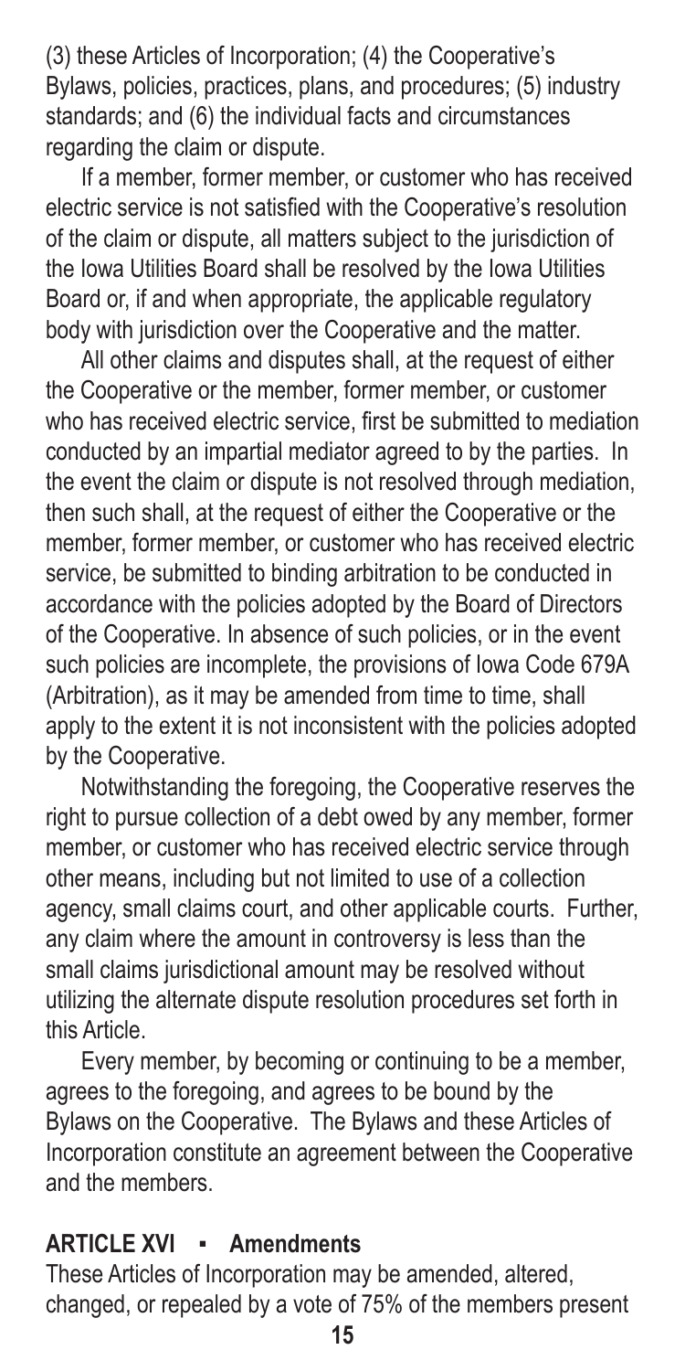(3) these Articles of Incorporation; (4) the Cooperative's Bylaws, policies, practices, plans, and procedures; (5) industry standards; and (6) the individual facts and circumstances regarding the claim or dispute.

If a member, former member, or customer who has received electric service is not satisfied with the Cooperative's resolution of the claim or dispute, all matters subject to the jurisdiction of the Iowa Utilities Board shall be resolved by the Iowa Utilities Board or, if and when appropriate, the applicable regulatory body with jurisdiction over the Cooperative and the matter.

All other claims and disputes shall, at the request of either the Cooperative or the member, former member, or customer who has received electric service, first be submitted to mediation conducted by an impartial mediator agreed to by the parties. In the event the claim or dispute is not resolved through mediation, then such shall, at the request of either the Cooperative or the member, former member, or customer who has received electric service, be submitted to binding arbitration to be conducted in accordance with the policies adopted by the Board of Directors of the Cooperative. In absence of such policies, or in the event such policies are incomplete, the provisions of Iowa Code 679A (Arbitration), as it may be amended from time to time, shall apply to the extent it is not inconsistent with the policies adopted by the Cooperative.

Notwithstanding the foregoing, the Cooperative reserves the right to pursue collection of a debt owed by any member, former member, or customer who has received electric service through other means, including but not limited to use of a collection agency, small claims court, and other applicable courts. Further, any claim where the amount in controversy is less than the small claims jurisdictional amount may be resolved without utilizing the alternate dispute resolution procedures set forth in this Article.

Every member, by becoming or continuing to be a member, agrees to the foregoing, and agrees to be bound by the Bylaws on the Cooperative. The Bylaws and these Articles of Incorporation constitute an agreement between the Cooperative and the members.

## ARTICLE XVI ▪ Amendments

These Articles of Incorporation may be amended, altered, changed, or repealed by a vote of 75% of the members present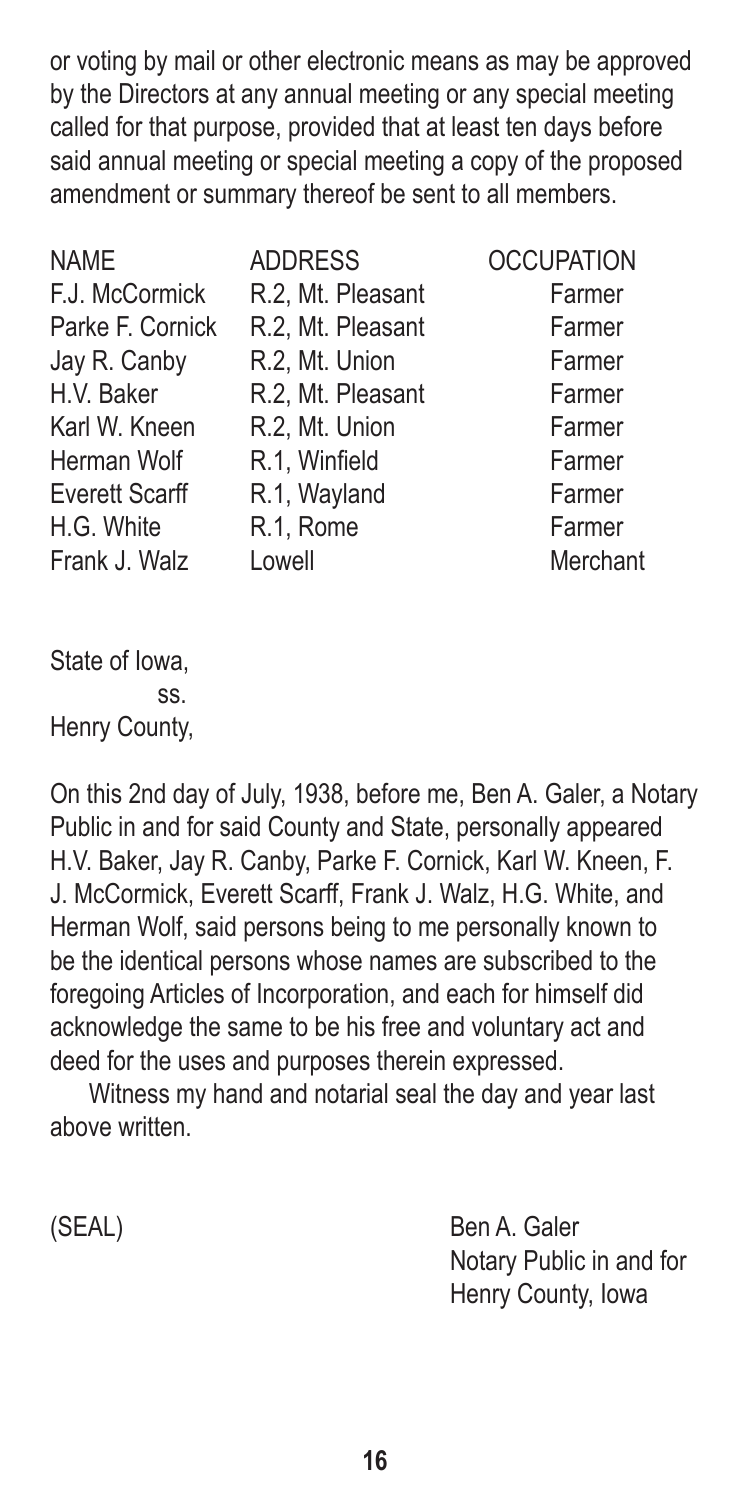or voting by mail or other electronic means as may be approved by the Directors at any annual meeting or any special meeting called for that purpose, provided that at least ten days before said annual meeting or special meeting a copy of the proposed amendment or summary thereof be sent to all members.

| NAME | ADDRESS | OCCUPATION |
|---|---|---|
| F.J. McCormick | R.2, Mt. Pleasant | Farmer |
| Parke F. Cornick | R.2, Mt. Pleasant | Farmer |
| Jay R. Canby | R.2, Mt. Union | Farmer |
| H.V. Baker | R.2, Mt. Pleasant | Farmer |
| Karl W. Kneen | R.2, Mt. Union | Farmer |
| Herman Wolf | R.1, Winfield | Farmer |
| Everett Scarff | R.1, Wayland | Farmer |
| H.G. White | R.1, Rome | Farmer |
| Frank J. Walz | Lowell | Merchant |

State of Iowa,
ss.
Henry County,

On this 2nd day of July, 1938, before me, Ben A. Galer, a Notary Public in and for said County and State, personally appeared H.V. Baker, Jay R. Canby, Parke F. Cornick, Karl W. Kneen, F. J. McCormick, Everett Scarff, Frank J. Walz, H.G. White, and Herman Wolf, said persons being to me personally known to be the identical persons whose names are subscribed to the foregoing Articles of Incorporation, and each for himself did acknowledge the same to be his free and voluntary act and deed for the uses and purposes therein expressed.

Witness my hand and notarial seal the day and year last above written.

(SEAL)

Ben A. Galer
Notary Public in and for
Henry County, Iowa